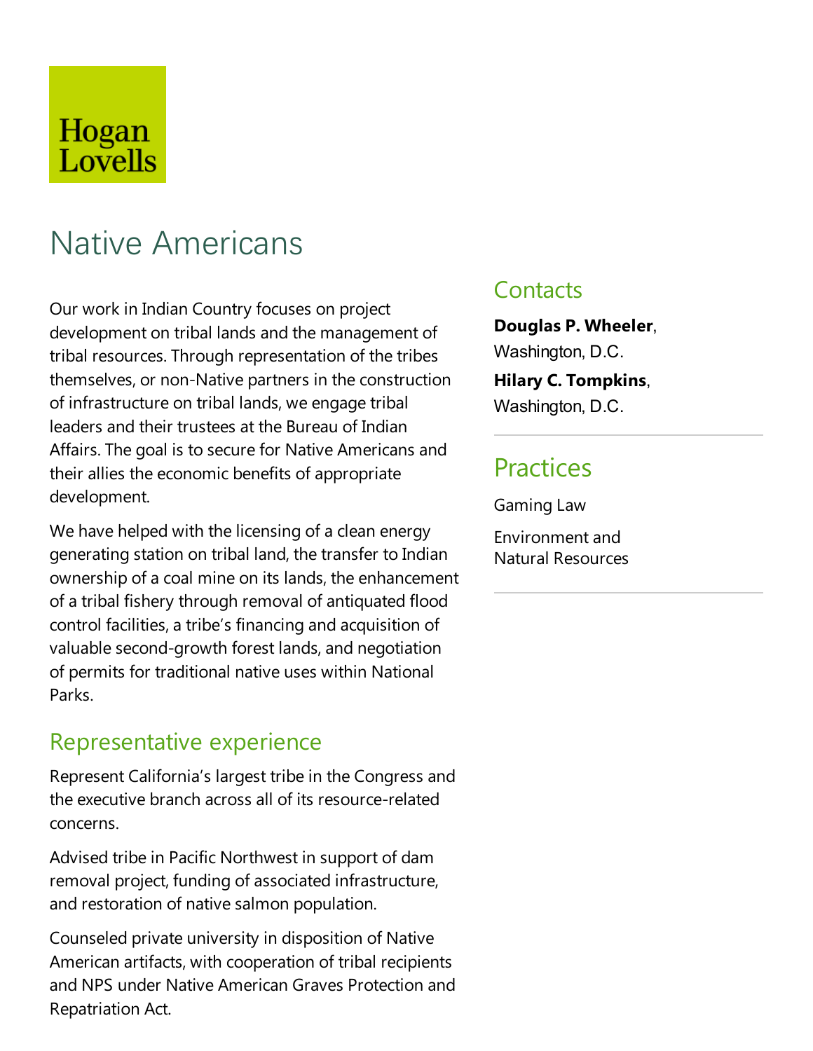Hogan Lovells

# Native Americans

Our work in Indian Country focuses on project development on tribal lands and the management of tribal resources. Through representation of the tribes themselves, or non-Native partners in the construction of infrastructure on tribal lands, we engage tribal leaders and their trustees at the Bureau of Indian Affairs. The goal is to secure for Native Americans and their allies the economic benefits of appropriate development.

We have helped with the licensing of a clean energy generating station on tribal land, the transfer to Indian ownership of a coal mine on its lands, the enhancement of a tribal fishery through removal of antiquated flood control facilities, a tribe's financing and acquisition of valuable second-growth forest lands, and negotiation of permits for traditional native uses within National Parks.

## Representative experience

Represent California's largest tribe in the Congress and the executive branch across all of its resource-related concerns.

Advised tribe in Pacific Northwest in support of dam removal project, funding of associated infrastructure, and restoration of native salmon population.

Counseled private university in disposition of Native American artifacts, with cooperation of tribal recipients and NPS under Native American Graves Protection and Repatriation Act.

## Contacts

**Douglas P. Wheeler**, Washington, D.C.

**Hilary C. Tompkins**, Washington, D.C.

## Practices

Gaming Law

Environment and Natural Resources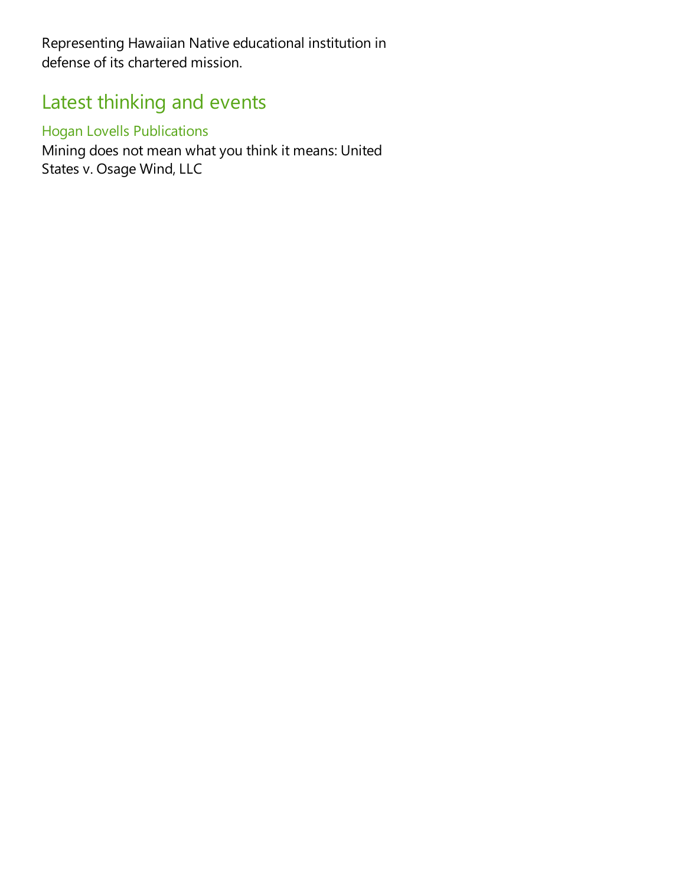Representing Hawaiian Native educational institution in defense of its chartered mission.

## Latest thinking and events

### Hogan Lovells Publications

Mining does not mean what you think it means: United States v. Osage Wind, LLC